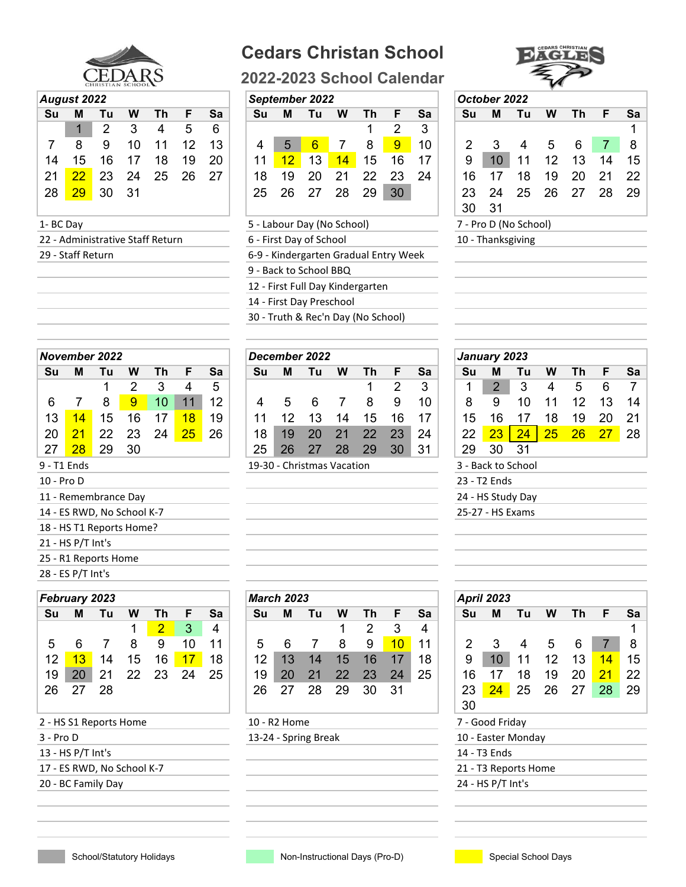# Cedars Christan School

## 2022-2023 School Calendar

### August 2022

| Su | M | Tu | W | Th | F | Sa |
|---|---|---|---|---|---|---|
| | 1 | 2 | 3 | 4 | 5 | 6 |
| 7 | 8 | 9 | 10 | 11 | 12 | 13 |
| 14 | 15 | 16 | 17 | 18 | 19 | 20 |
| 21 | 22 | 23 | 24 | 25 | 26 | 27 |
| 28 | 29 | 30 | 31 | | | |

1- BC Day
22 - Administrative Staff Return
29 - Staff Return

### September 2022

| Su | M | Tu | W | Th | F | Sa |
|---|---|---|---|---|---|---|
| | | | | 1 | 2 | 3 |
| 4 | 5 | 6 | 7 | 8 | 9 | 10 |
| 11 | 12 | 13 | 14 | 15 | 16 | 17 |
| 18 | 19 | 20 | 21 | 22 | 23 | 24 |
| 25 | 26 | 27 | 28 | 29 | 30 | |

5 - Labour Day (No School)
6 - First Day of School
6-9 - Kindergarten Gradual Entry Week
9 - Back to School BBQ
12 - First Full Day Kindergarten
14 - First Day Preschool
30 - Truth & Rec'n Day (No School)

### October 2022

| Su | M | Tu | W | Th | F | Sa |
|---|---|---|---|---|---|---|
| | | | | | | 1 |
| 2 | 3 | 4 | 5 | 6 | 7 | 8 |
| 9 | 10 | 11 | 12 | 13 | 14 | 15 |
| 16 | 17 | 18 | 19 | 20 | 21 | 22 |
| 23 | 24 | 25 | 26 | 27 | 28 | 29 |
| 30 | 31 | | | | | |

7 - Pro D (No School)
10 - Thanksgiving

### November 2022

| Su | M | Tu | W | Th | F | Sa |
|---|---|---|---|---|---|---|
| | | 1 | 2 | 3 | 4 | 5 |
| 6 | 7 | 8 | 9 | 10 | 11 | 12 |
| 13 | 14 | 15 | 16 | 17 | 18 | 19 |
| 20 | 21 | 22 | 23 | 24 | 25 | 26 |
| 27 | 28 | 29 | 30 | | | |

9 - T1 Ends
10 - Pro D
11 - Remembrance Day
14 - ES RWD, No School K-7
18 - HS T1 Reports Home?
21 - HS P/T Int's
25 - R1 Reports Home
28 - ES P/T Int's

### December 2022

| Su | M | Tu | W | Th | F | Sa |
|---|---|---|---|---|---|---|
| | | | | 1 | 2 | 3 |
| 4 | 5 | 6 | 7 | 8 | 9 | 10 |
| 11 | 12 | 13 | 14 | 15 | 16 | 17 |
| 18 | 19 | 20 | 21 | 22 | 23 | 24 |
| 25 | 26 | 27 | 28 | 29 | 30 | 31 |

19-30 - Christmas Vacation

### January 2023

| Su | M | Tu | W | Th | F | Sa |
|---|---|---|---|---|---|---|
| 1 | 2 | 3 | 4 | 5 | 6 | 7 |
| 8 | 9 | 10 | 11 | 12 | 13 | 14 |
| 15 | 16 | 17 | 18 | 19 | 20 | 21 |
| 22 | 23 | 24 | 25 | 26 | 27 | 28 |
| 29 | 30 | 31 | | | | |

3 - Back to School
23 - T2 Ends
24 - HS Study Day
25-27 - HS Exams

### February 2023

| Su | M | Tu | W | Th | F | Sa |
|---|---|---|---|---|---|---|
| | | | 1 | 2 | 3 | 4 |
| 5 | 6 | 7 | 8 | 9 | 10 | 11 |
| 12 | 13 | 14 | 15 | 16 | 17 | 18 |
| 19 | 20 | 21 | 22 | 23 | 24 | 25 |
| 26 | 27 | 28 | | | | |

2 - HS S1 Reports Home
3 - Pro D
13 - HS P/T Int's
17 - ES RWD, No School K-7
20 - BC Family Day

### March 2023

| Su | M | Tu | W | Th | F | Sa |
|---|---|---|---|---|---|---|
| | | | 1 | 2 | 3 | 4 |
| 5 | 6 | 7 | 8 | 9 | 10 | 11 |
| 12 | 13 | 14 | 15 | 16 | 17 | 18 |
| 19 | 20 | 21 | 22 | 23 | 24 | 25 |
| 26 | 27 | 28 | 29 | 30 | 31 | |

10 - R2 Home
13-24 - Spring Break

### April 2023

| Su | M | Tu | W | Th | F | Sa |
|---|---|---|---|---|---|---|
| | | | | | | 1 |
| 2 | 3 | 4 | 5 | 6 | 7 | 8 |
| 9 | 10 | 11 | 12 | 13 | 14 | 15 |
| 16 | 17 | 18 | 19 | 20 | 21 | 22 |
| 23 | 24 | 25 | 26 | 27 | 28 | 29 |
| 30 | | | | | | |

7 - Good Friday
10 - Easter Monday
14 - T3 Ends
21 - T3 Reports Home
24 - HS P/T Int's

School/Statutory Holidays | Non-Instructional Days (Pro-D) | Special School Days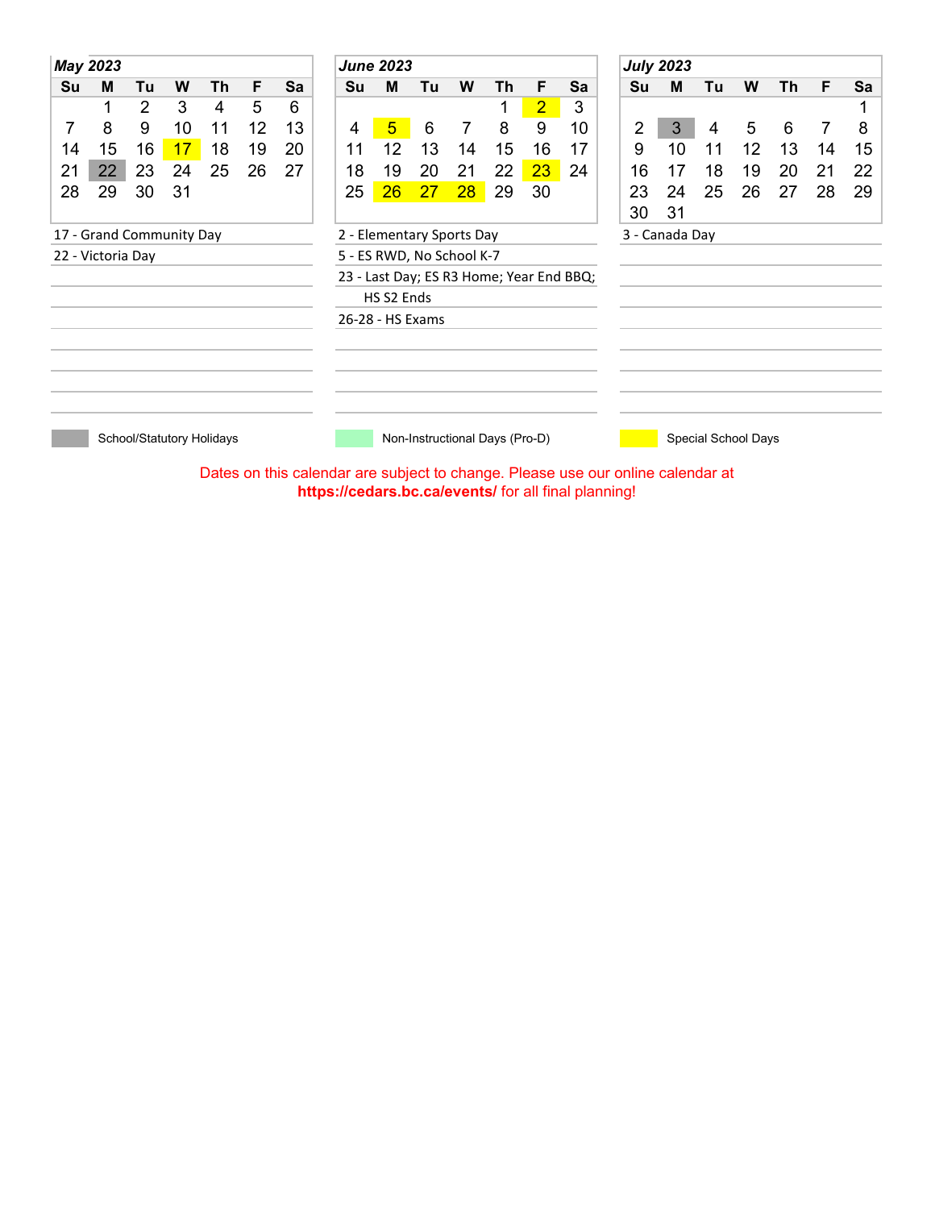## May 2023

| Su | M | Tu | W | Th | F | Sa |
|---|---|---|---|---|---|---|
| | 1 | 2 | 3 | 4 | 5 | 6 |
| 7 | 8 | 9 | 10 | 11 | 12 | 13 |
| 14 | 15 | 16 | 17 | 18 | 19 | 20 |
| 21 | 22 | 23 | 24 | 25 | 26 | 27 |
| 28 | 29 | 30 | 31 | | | |

17 - Grand Community Day

22 - Victoria Day

## June 2023

| Su | M | Tu | W | Th | F | Sa |
|---|---|---|---|---|---|---|
| | | | | 1 | 2 | 3 |
| 4 | 5 | 6 | 7 | 8 | 9 | 10 |
| 11 | 12 | 13 | 14 | 15 | 16 | 17 |
| 18 | 19 | 20 | 21 | 22 | 23 | 24 |
| 25 | 26 | 27 | 28 | 29 | 30 | |

2 - Elementary Sports Day

5 - ES RWD, No School K-7

23 - Last Day; ES R3 Home; Year End BBQ; HS S2 Ends

26-28 - HS Exams

## July 2023

| Su | M | Tu | W | Th | F | Sa |
|---|---|---|---|---|---|---|
| | | | | | | 1 |
| 2 | 3 | 4 | 5 | 6 | 7 | 8 |
| 9 | 10 | 11 | 12 | 13 | 14 | 15 |
| 16 | 17 | 18 | 19 | 20 | 21 | 22 |
| 23 | 24 | 25 | 26 | 27 | 28 | 29 |
| 30 | 31 | | | | | |

3 - Canada Day

School/Statutory Holidays | Non-Instructional Days (Pro-D) | Special School Days

Dates on this calendar are subject to change. Please use our online calendar at **https://cedars.bc.ca/events/** for all final planning!